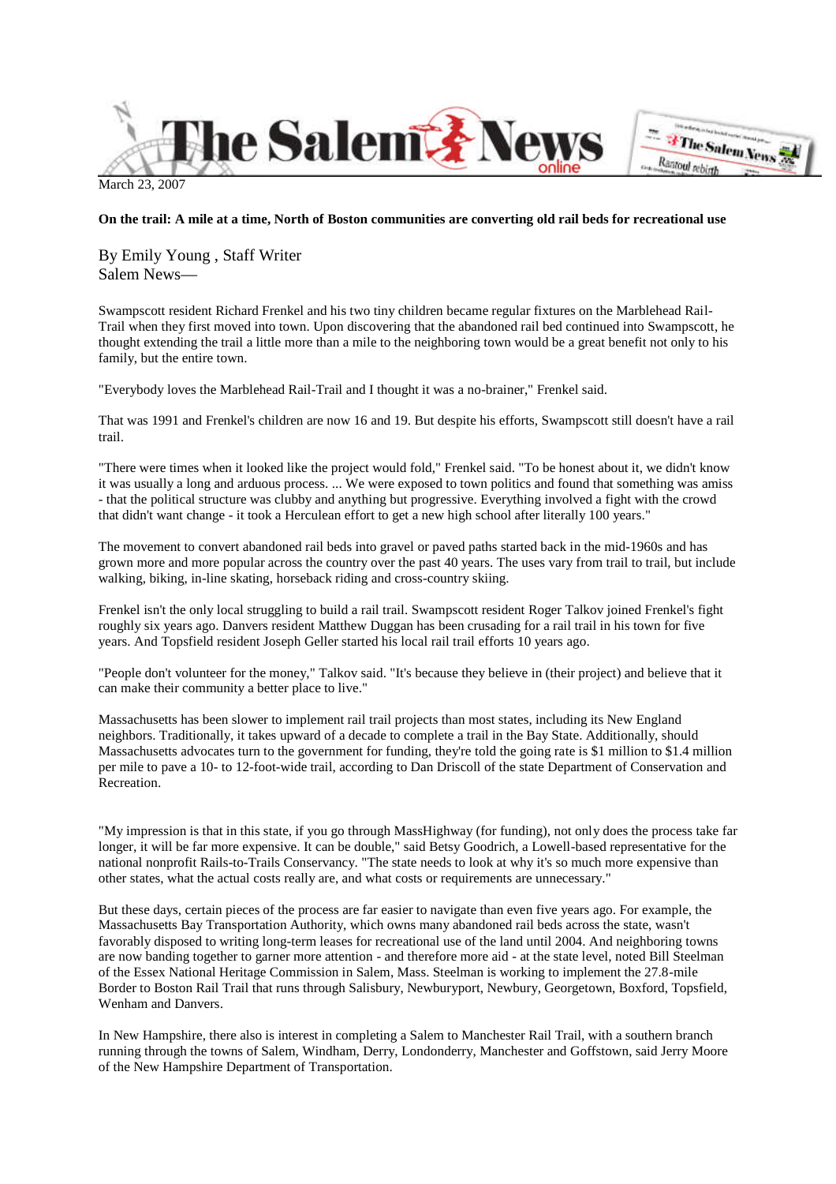The Salem News online

March 23, 2007

**On the trail: A mile at a time, North of Boston communities are converting old rail beds for recreational use**

By Emily Young , Staff Writer
Salem News—

Swampscott resident Richard Frenkel and his two tiny children became regular fixtures on the Marblehead Rail-Trail when they first moved into town. Upon discovering that the abandoned rail bed continued into Swampscott, he thought extending the trail a little more than a mile to the neighboring town would be a great benefit not only to his family, but the entire town.

"Everybody loves the Marblehead Rail-Trail and I thought it was a no-brainer," Frenkel said.

That was 1991 and Frenkel's children are now 16 and 19. But despite his efforts, Swampscott still doesn't have a rail trail.

"There were times when it looked like the project would fold," Frenkel said. "To be honest about it, we didn't know it was usually a long and arduous process. ... We were exposed to town politics and found that something was amiss - that the political structure was clubby and anything but progressive. Everything involved a fight with the crowd that didn't want change - it took a Herculean effort to get a new high school after literally 100 years."

The movement to convert abandoned rail beds into gravel or paved paths started back in the mid-1960s and has grown more and more popular across the country over the past 40 years. The uses vary from trail to trail, but include walking, biking, in-line skating, horseback riding and cross-country skiing.

Frenkel isn't the only local struggling to build a rail trail. Swampscott resident Roger Talkov joined Frenkel's fight roughly six years ago. Danvers resident Matthew Duggan has been crusading for a rail trail in his town for five years. And Topsfield resident Joseph Geller started his local rail trail efforts 10 years ago.

"People don't volunteer for the money," Talkov said. "It's because they believe in (their project) and believe that it can make their community a better place to live."

Massachusetts has been slower to implement rail trail projects than most states, including its New England neighbors. Traditionally, it takes upward of a decade to complete a trail in the Bay State. Additionally, should Massachusetts advocates turn to the government for funding, they're told the going rate is $1 million to $1.4 million per mile to pave a 10- to 12-foot-wide trail, according to Dan Driscoll of the state Department of Conservation and Recreation.

"My impression is that in this state, if you go through MassHighway (for funding), not only does the process take far longer, it will be far more expensive. It can be double," said Betsy Goodrich, a Lowell-based representative for the national nonprofit Rails-to-Trails Conservancy. "The state needs to look at why it's so much more expensive than other states, what the actual costs really are, and what costs or requirements are unnecessary."

But these days, certain pieces of the process are far easier to navigate than even five years ago. For example, the Massachusetts Bay Transportation Authority, which owns many abandoned rail beds across the state, wasn't favorably disposed to writing long-term leases for recreational use of the land until 2004. And neighboring towns are now banding together to garner more attention - and therefore more aid - at the state level, noted Bill Steelman of the Essex National Heritage Commission in Salem, Mass. Steelman is working to implement the 27.8-mile Border to Boston Rail Trail that runs through Salisbury, Newburyport, Newbury, Georgetown, Boxford, Topsfield, Wenham and Danvers.

In New Hampshire, there also is interest in completing a Salem to Manchester Rail Trail, with a southern branch running through the towns of Salem, Windham, Derry, Londonderry, Manchester and Goffstown, said Jerry Moore of the New Hampshire Department of Transportation.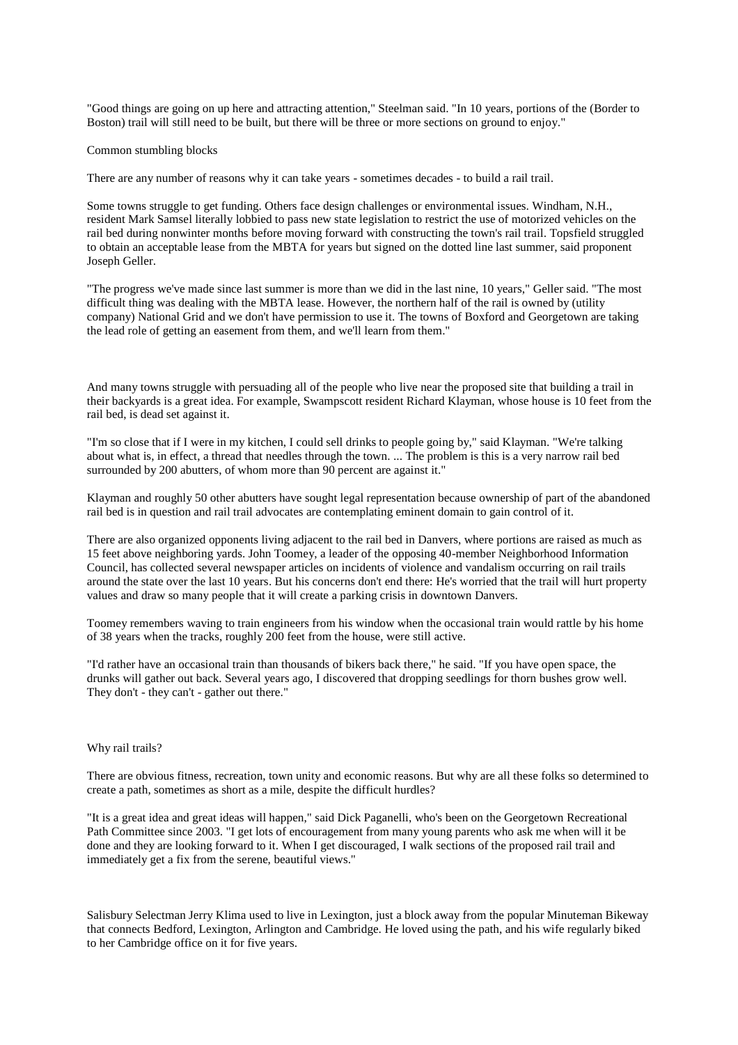"Good things are going on up here and attracting attention," Steelman said. "In 10 years, portions of the (Border to Boston) trail will still need to be built, but there will be three or more sections on ground to enjoy."

## Common stumbling blocks

There are any number of reasons why it can take years - sometimes decades - to build a rail trail.

Some towns struggle to get funding. Others face design challenges or environmental issues. Windham, N.H., resident Mark Samsel literally lobbied to pass new state legislation to restrict the use of motorized vehicles on the rail bed during nonwinter months before moving forward with constructing the town's rail trail. Topsfield struggled to obtain an acceptable lease from the MBTA for years but signed on the dotted line last summer, said proponent Joseph Geller.

"The progress we've made since last summer is more than we did in the last nine, 10 years," Geller said. "The most difficult thing was dealing with the MBTA lease. However, the northern half of the rail is owned by (utility company) National Grid and we don't have permission to use it. The towns of Boxford and Georgetown are taking the lead role of getting an easement from them, and we'll learn from them."

And many towns struggle with persuading all of the people who live near the proposed site that building a trail in their backyards is a great idea. For example, Swampscott resident Richard Klayman, whose house is 10 feet from the rail bed, is dead set against it.

"I'm so close that if I were in my kitchen, I could sell drinks to people going by," said Klayman. "We're talking about what is, in effect, a thread that needles through the town. ... The problem is this is a very narrow rail bed surrounded by 200 abutters, of whom more than 90 percent are against it."

Klayman and roughly 50 other abutters have sought legal representation because ownership of part of the abandoned rail bed is in question and rail trail advocates are contemplating eminent domain to gain control of it.

There are also organized opponents living adjacent to the rail bed in Danvers, where portions are raised as much as 15 feet above neighboring yards. John Toomey, a leader of the opposing 40-member Neighborhood Information Council, has collected several newspaper articles on incidents of violence and vandalism occurring on rail trails around the state over the last 10 years. But his concerns don't end there: He's worried that the trail will hurt property values and draw so many people that it will create a parking crisis in downtown Danvers.

Toomey remembers waving to train engineers from his window when the occasional train would rattle by his home of 38 years when the tracks, roughly 200 feet from the house, were still active.

"I'd rather have an occasional train than thousands of bikers back there," he said. "If you have open space, the drunks will gather out back. Several years ago, I discovered that dropping seedlings for thorn bushes grow well. They don't - they can't - gather out there."

## Why rail trails?

There are obvious fitness, recreation, town unity and economic reasons. But why are all these folks so determined to create a path, sometimes as short as a mile, despite the difficult hurdles?

"It is a great idea and great ideas will happen," said Dick Paganelli, who's been on the Georgetown Recreational Path Committee since 2003. "I get lots of encouragement from many young parents who ask me when will it be done and they are looking forward to it. When I get discouraged, I walk sections of the proposed rail trail and immediately get a fix from the serene, beautiful views."

Salisbury Selectman Jerry Klima used to live in Lexington, just a block away from the popular Minuteman Bikeway that connects Bedford, Lexington, Arlington and Cambridge. He loved using the path, and his wife regularly biked to her Cambridge office on it for five years.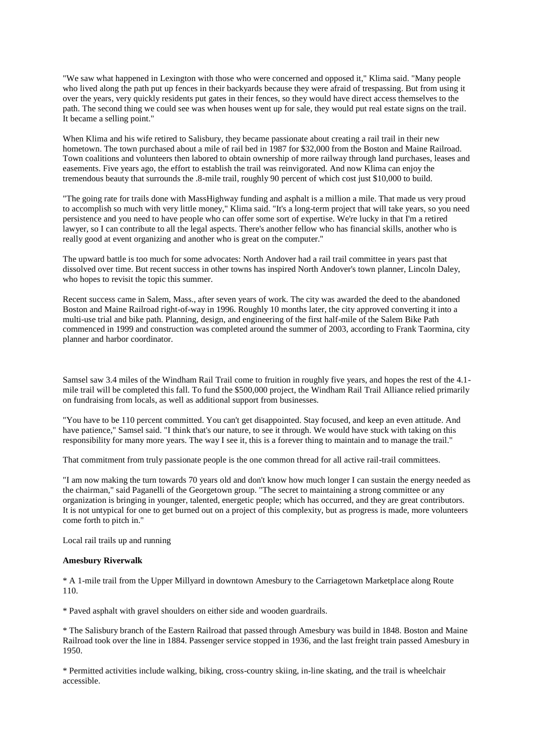"We saw what happened in Lexington with those who were concerned and opposed it," Klima said. "Many people who lived along the path put up fences in their backyards because they were afraid of trespassing. But from using it over the years, very quickly residents put gates in their fences, so they would have direct access themselves to the path. The second thing we could see was when houses went up for sale, they would put real estate signs on the trail. It became a selling point."

When Klima and his wife retired to Salisbury, they became passionate about creating a rail trail in their new hometown. The town purchased about a mile of rail bed in 1987 for $32,000 from the Boston and Maine Railroad. Town coalitions and volunteers then labored to obtain ownership of more railway through land purchases, leases and easements. Five years ago, the effort to establish the trail was reinvigorated. And now Klima can enjoy the tremendous beauty that surrounds the .8-mile trail, roughly 90 percent of which cost just $10,000 to build.

"The going rate for trails done with MassHighway funding and asphalt is a million a mile. That made us very proud to accomplish so much with very little money," Klima said. "It's a long-term project that will take years, so you need persistence and you need to have people who can offer some sort of expertise. We're lucky in that I'm a retired lawyer, so I can contribute to all the legal aspects. There's another fellow who has financial skills, another who is really good at event organizing and another who is great on the computer."

The upward battle is too much for some advocates: North Andover had a rail trail committee in years past that dissolved over time. But recent success in other towns has inspired North Andover's town planner, Lincoln Daley, who hopes to revisit the topic this summer.

Recent success came in Salem, Mass., after seven years of work. The city was awarded the deed to the abandoned Boston and Maine Railroad right-of-way in 1996. Roughly 10 months later, the city approved converting it into a multi-use trial and bike path. Planning, design, and engineering of the first half-mile of the Salem Bike Path commenced in 1999 and construction was completed around the summer of 2003, according to Frank Taormina, city planner and harbor coordinator.

Samsel saw 3.4 miles of the Windham Rail Trail come to fruition in roughly five years, and hopes the rest of the 4.1-mile trail will be completed this fall. To fund the $500,000 project, the Windham Rail Trail Alliance relied primarily on fundraising from locals, as well as additional support from businesses.

"You have to be 110 percent committed. You can't get disappointed. Stay focused, and keep an even attitude. And have patience," Samsel said. "I think that's our nature, to see it through. We would have stuck with taking on this responsibility for many more years. The way I see it, this is a forever thing to maintain and to manage the trail."

That commitment from truly passionate people is the one common thread for all active rail-trail committees.

"I am now making the turn towards 70 years old and don't know how much longer I can sustain the energy needed as the chairman," said Paganelli of the Georgetown group. "The secret to maintaining a strong committee or any organization is bringing in younger, talented, energetic people; which has occurred, and they are great contributors. It is not untypical for one to get burned out on a project of this complexity, but as progress is made, more volunteers come forth to pitch in."

Local rail trails up and running

**Amesbury Riverwalk**

* A 1-mile trail from the Upper Millyard in downtown Amesbury to the Carriagetown Marketplace along Route 110.

* Paved asphalt with gravel shoulders on either side and wooden guardrails.

* The Salisbury branch of the Eastern Railroad that passed through Amesbury was build in 1848. Boston and Maine Railroad took over the line in 1884. Passenger service stopped in 1936, and the last freight train passed Amesbury in 1950.

* Permitted activities include walking, biking, cross-country skiing, in-line skating, and the trail is wheelchair accessible.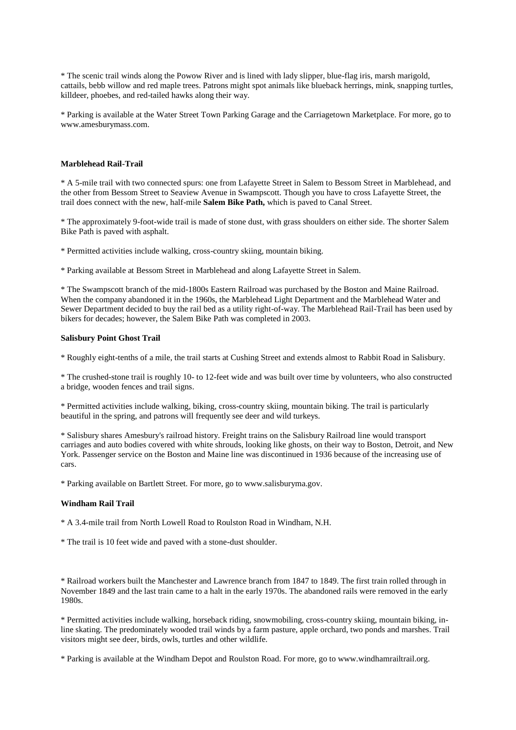* The scenic trail winds along the Powow River and is lined with lady slipper, blue-flag iris, marsh marigold, cattails, bebb willow and red maple trees. Patrons might spot animals like blueback herrings, mink, snapping turtles, killdeer, phoebes, and red-tailed hawks along their way.

* Parking is available at the Water Street Town Parking Garage and the Carriagetown Marketplace. For more, go to www.amesburymass.com.

**Marblehead Rail-Trail**

* A 5-mile trail with two connected spurs: one from Lafayette Street in Salem to Bessom Street in Marblehead, and the other from Bessom Street to Seaview Avenue in Swampscott. Though you have to cross Lafayette Street, the trail does connect with the new, half-mile **Salem Bike Path,** which is paved to Canal Street.

* The approximately 9-foot-wide trail is made of stone dust, with grass shoulders on either side. The shorter Salem Bike Path is paved with asphalt.

* Permitted activities include walking, cross-country skiing, mountain biking.

* Parking available at Bessom Street in Marblehead and along Lafayette Street in Salem.

* The Swampscott branch of the mid-1800s Eastern Railroad was purchased by the Boston and Maine Railroad. When the company abandoned it in the 1960s, the Marblehead Light Department and the Marblehead Water and Sewer Department decided to buy the rail bed as a utility right-of-way. The Marblehead Rail-Trail has been used by bikers for decades; however, the Salem Bike Path was completed in 2003.

**Salisbury Point Ghost Trail**

* Roughly eight-tenths of a mile, the trail starts at Cushing Street and extends almost to Rabbit Road in Salisbury.

* The crushed-stone trail is roughly 10- to 12-feet wide and was built over time by volunteers, who also constructed a bridge, wooden fences and trail signs.

* Permitted activities include walking, biking, cross-country skiing, mountain biking. The trail is particularly beautiful in the spring, and patrons will frequently see deer and wild turkeys.

* Salisbury shares Amesbury's railroad history. Freight trains on the Salisbury Railroad line would transport carriages and auto bodies covered with white shrouds, looking like ghosts, on their way to Boston, Detroit, and New York. Passenger service on the Boston and Maine line was discontinued in 1936 because of the increasing use of cars.

* Parking available on Bartlett Street. For more, go to www.salisburyma.gov.

**Windham Rail Trail**

* A 3.4-mile trail from North Lowell Road to Roulston Road in Windham, N.H.

* The trail is 10 feet wide and paved with a stone-dust shoulder.

* Railroad workers built the Manchester and Lawrence branch from 1847 to 1849. The first train rolled through in November 1849 and the last train came to a halt in the early 1970s. The abandoned rails were removed in the early 1980s.

* Permitted activities include walking, horseback riding, snowmobiling, cross-country skiing, mountain biking, in-line skating. The predominately wooded trail winds by a farm pasture, apple orchard, two ponds and marshes. Trail visitors might see deer, birds, owls, turtles and other wildlife.

* Parking is available at the Windham Depot and Roulston Road. For more, go to www.windhamrailtrail.org.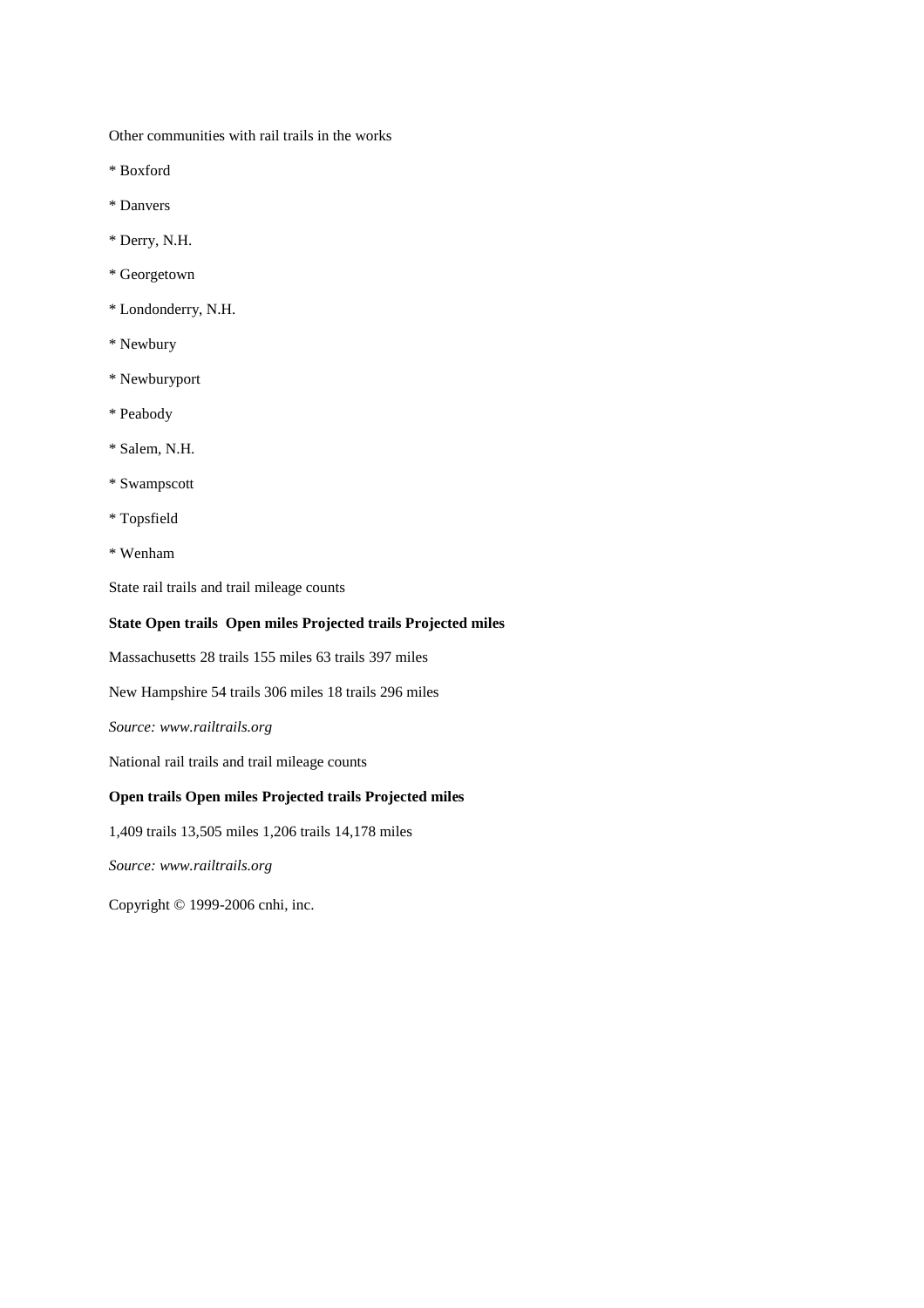Other communities with rail trails in the works

* Boxford

* Danvers

* Derry, N.H.

* Georgetown

* Londonderry, N.H.

* Newbury

* Newburyport

* Peabody

* Salem, N.H.

* Swampscott

* Topsfield

* Wenham

State rail trails and trail mileage counts

| State | Open trails | Open miles | Projected trails | Projected miles |
|---|---|---|---|---|
| Massachusetts | 28 trails | 155 miles | 63 trails | 397 miles |
| New Hampshire | 54 trails | 306 miles | 18 trails | 296 miles |

*Source: www.railtrails.org*

National rail trails and trail mileage counts

| Open trails | Open miles | Projected trails | Projected miles |
|---|---|---|---|
| 1,409 trails | 13,505 miles | 1,206 trails | 14,178 miles |

*Source: www.railtrails.org*

Copyright © 1999-2006 cnhi, inc.